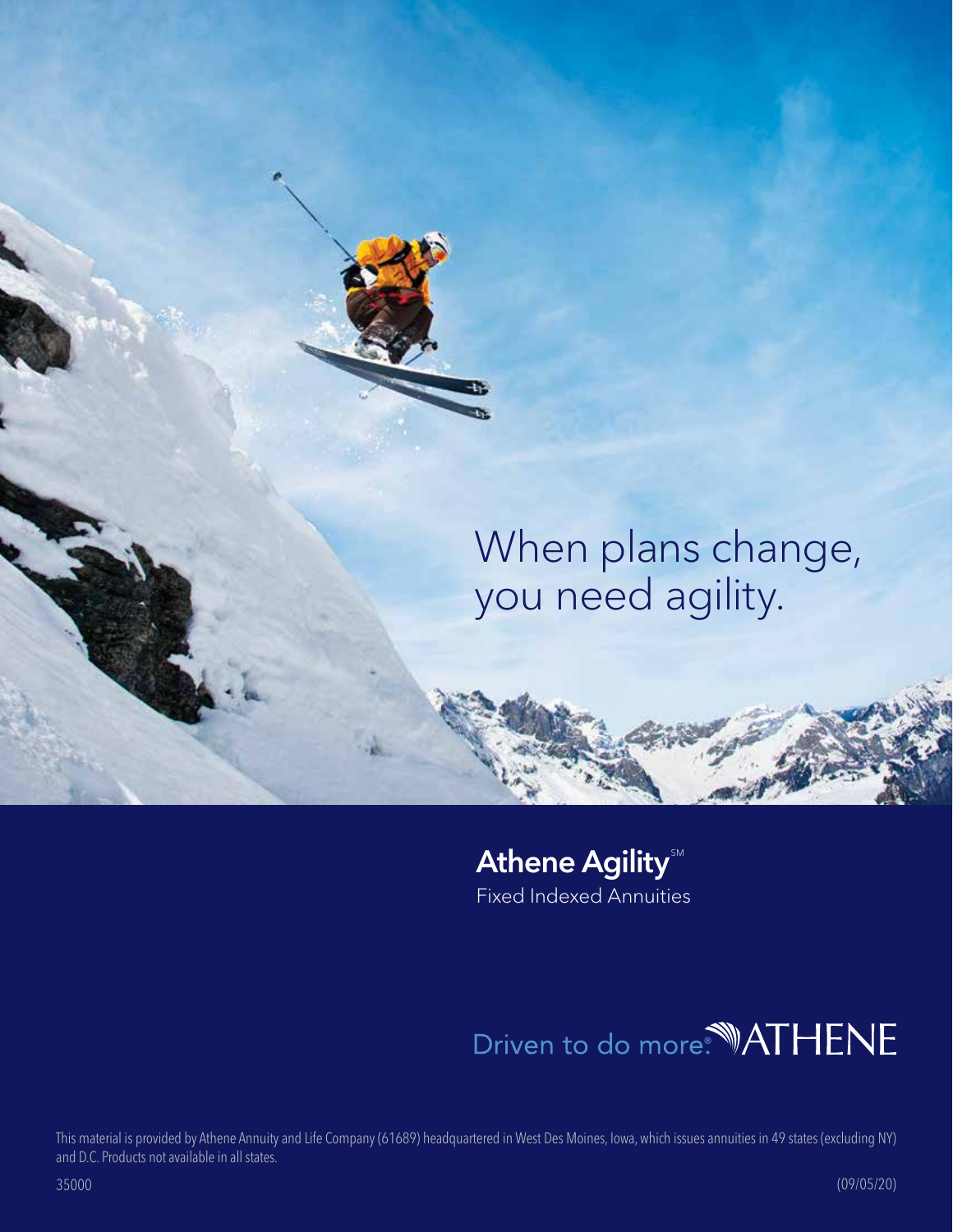# When plans change, you need agility.

**Athene Agility**℠

Fixed Indexed Annuities

Driven to do more.® ATHENE

This material is provided by Athene Annuity and Life Company (61689) headquartered in West Des Moines, Iowa, which issues annuities in 49 states (excluding NY) and D.C. Products not available in all states.

35000 (09/05/20)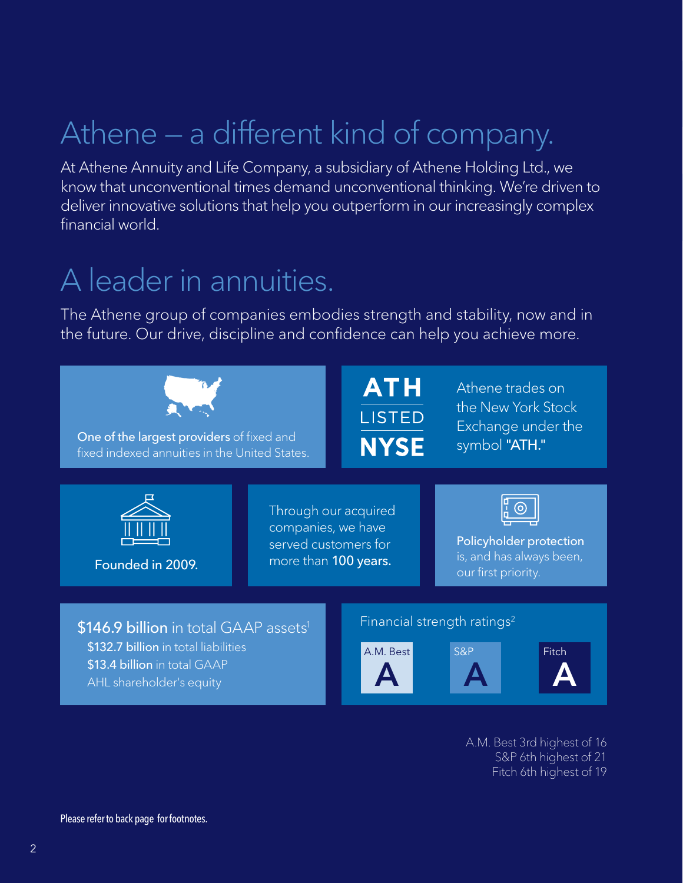# Athene – a different kind of company.

At Athene Annuity and Life Company, a subsidiary of Athene Holding Ltd., we know that unconventional times demand unconventional thinking. We're driven to deliver innovative solutions that help you outperform in our increasingly complex financial world.

# A leader in annuities.

The Athene group of companies embodies strength and stability, now and in the future. Our drive, discipline and confidence can help you achieve more.

**One of the largest providers** of fixed and fixed indexed annuities in the United States.

**ATH** LISTED **NYSE**

Athene trades on the New York Stock Exchange under the symbol **"ATH."**

**Founded in 2009.**

Through our acquired companies, we have served customers for more than **100 years.**

**Policyholder protection** is, and has always been, our first priority.

**$146.9 billion** in total GAAP assets[1]

- **$132.7 billion** in total liabilities
- **$13.4 billion** in total GAAP AHL shareholder's equity

Financial strength ratings[2]

| A.M. Best | S&P | Fitch |
|---|---|---|
| **A** | **A** | **A** |

A.M. Best 3rd highest of 16
S&P 6th highest of 21
Fitch 6th highest of 19

Please refer to back page for footnotes.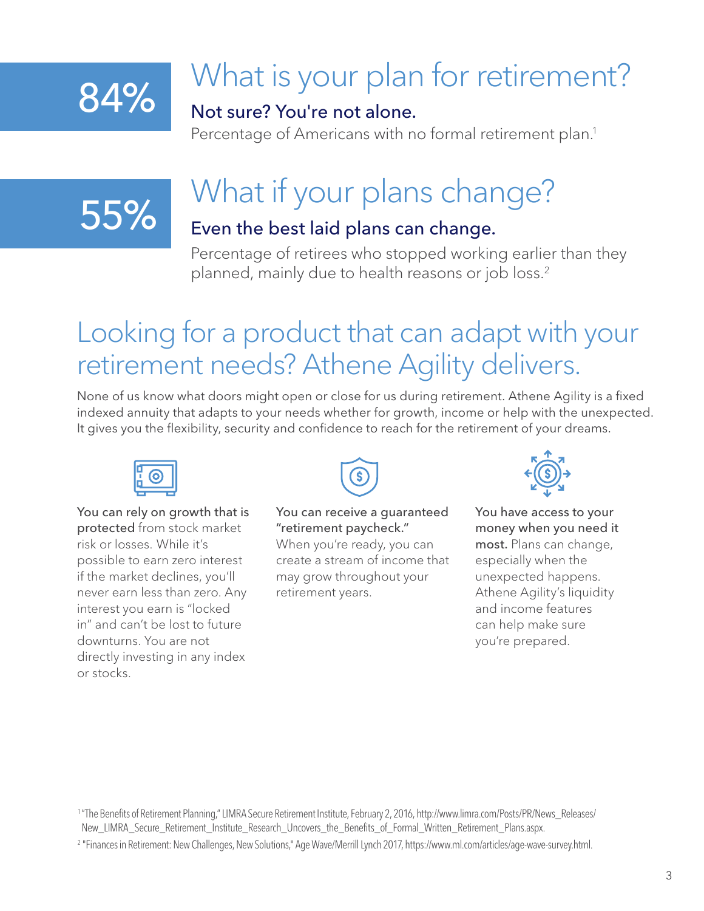**84%**

## What is your plan for retirement?

### Not sure? You're not alone.

Percentage of Americans with no formal retirement plan.[1]

**55%**

## What if your plans change?

### Even the best laid plans can change.

Percentage of retirees who stopped working earlier than they planned, mainly due to health reasons or job loss.[2]

## Looking for a product that can adapt with your retirement needs? Athene Agility delivers.

None of us know what doors might open or close for us during retirement. Athene Agility is a fixed indexed annuity that adapts to your needs whether for growth, income or help with the unexpected. It gives you the flexibility, security and confidence to reach for the retirement of your dreams.

**You can rely on growth that is protected** from stock market risk or losses. While it's possible to earn zero interest if the market declines, you'll never earn less than zero. Any interest you earn is "locked in" and can't be lost to future downturns. You are not directly investing in any index or stocks.

**You can receive a guaranteed "retirement paycheck."** When you're ready, you can create a stream of income that may grow throughout your retirement years.

**You have access to your money when you need it most.** Plans can change, especially when the unexpected happens. Athene Agility's liquidity and income features can help make sure you're prepared.

[1] "The Benefits of Retirement Planning," LIMRA Secure Retirement Institute, February 2, 2016, http://www.limra.com/Posts/PR/News_Releases/New_LIMRA_Secure_Retirement_Institute_Research_Uncovers_the_Benefits_of_Formal_Written_Retirement_Plans.aspx.

[2] "Finances in Retirement: New Challenges, New Solutions," Age Wave/Merrill Lynch 2017, https://www.ml.com/articles/age-wave-survey.html.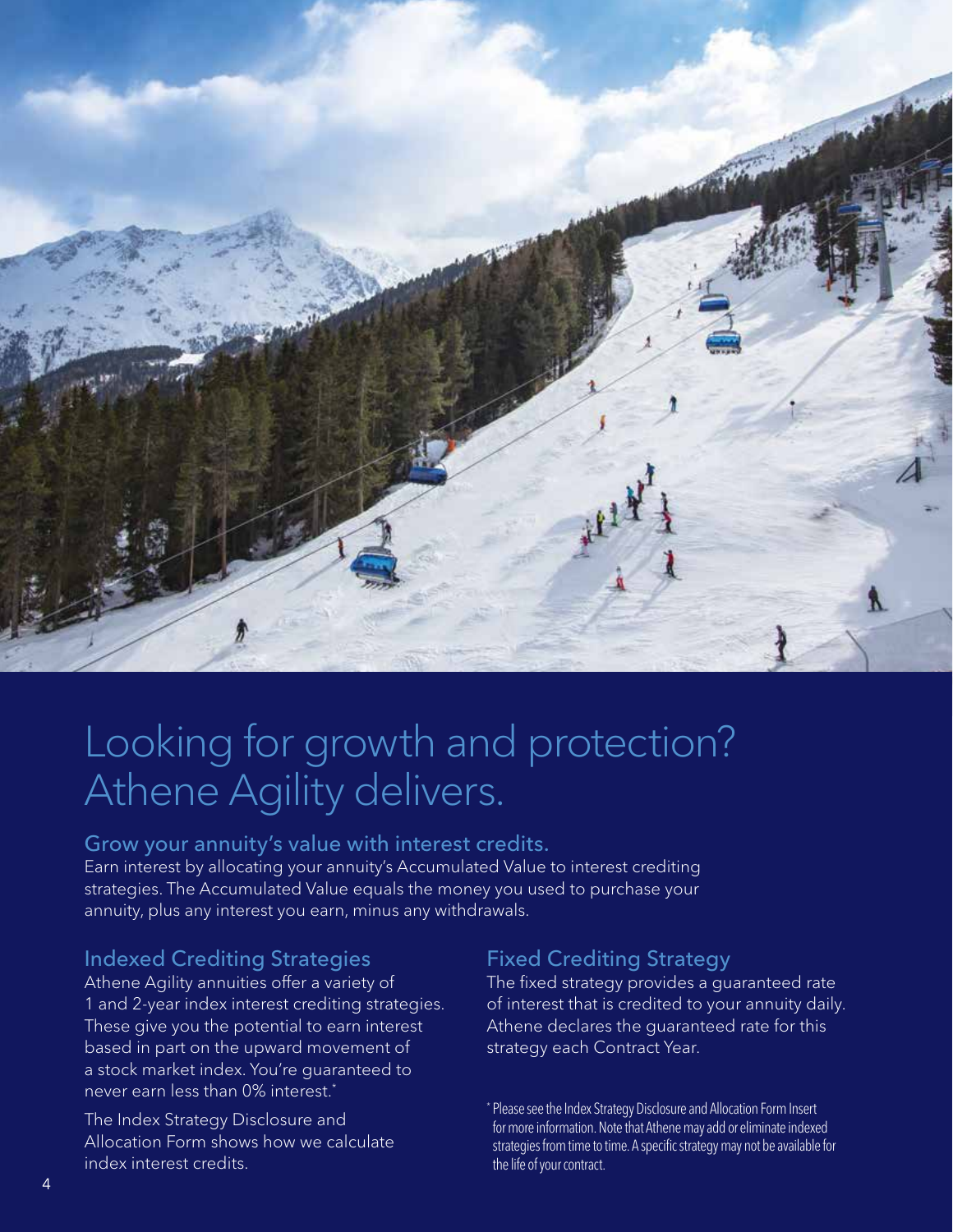# Looking for growth and protection? Athene Agility delivers.

## Grow your annuity's value with interest credits.

Earn interest by allocating your annuity's Accumulated Value to interest crediting strategies. The Accumulated Value equals the money you used to purchase your annuity, plus any interest you earn, minus any withdrawals.

### Indexed Crediting Strategies

Athene Agility annuities offer a variety of 1 and 2-year index interest crediting strategies. These give you the potential to earn interest based in part on the upward movement of a stock market index. You're guaranteed to never earn less than 0% interest.*

The Index Strategy Disclosure and Allocation Form shows how we calculate index interest credits.

### Fixed Crediting Strategy

The fixed strategy provides a guaranteed rate of interest that is credited to your annuity daily. Athene declares the guaranteed rate for this strategy each Contract Year.

* Please see the Index Strategy Disclosure and Allocation Form Insert for more information. Note that Athene may add or eliminate indexed strategies from time to time. A specific strategy may not be available for the life of your contract.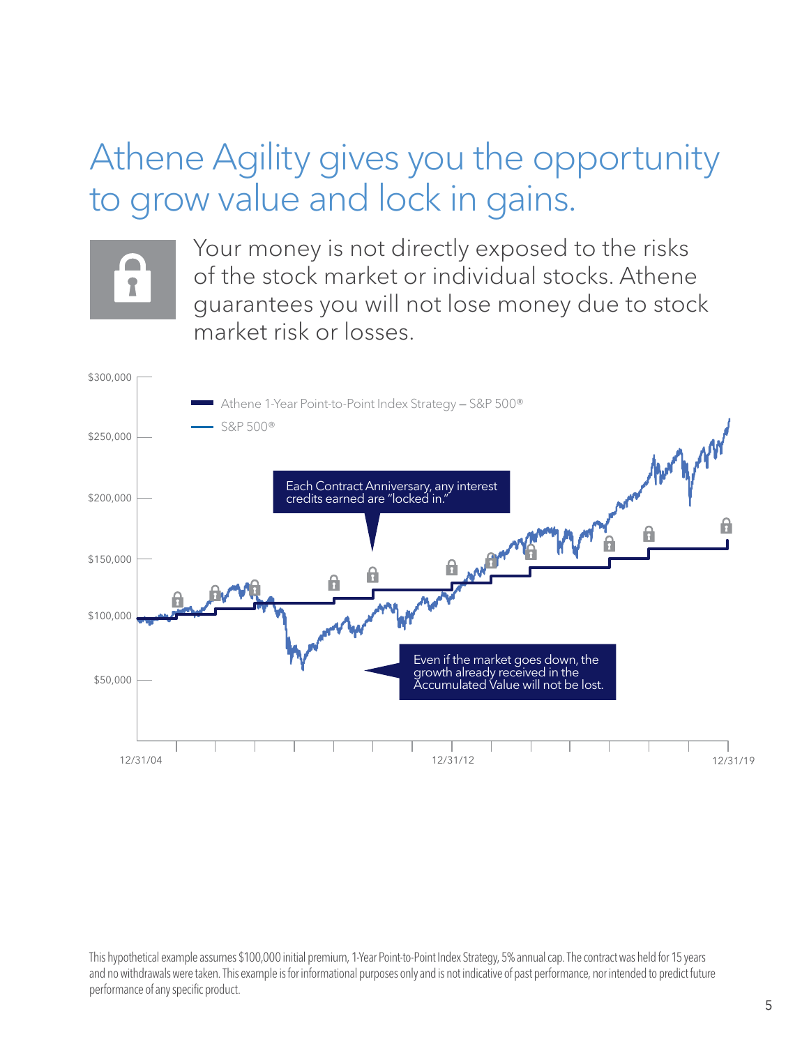# Athene Agility gives you the opportunity to grow value and lock in gains.

Your money is not directly exposed to the risks of the stock market or individual stocks. Athene guarantees you will not lose money due to stock market risk or losses.

Athene 1-Year Point-to-Point Index Strategy – S&P 500®

S&P 500®

Each Contract Anniversary, any interest credits earned are "locked in."

Even if the market goes down, the growth already received in the Accumulated Value will not be lost.

$300,000
$250,000
$200,000
$150,000
$100,000
$50,000

12/31/04 12/31/12 12/31/19

This hypothetical example assumes $100,000 initial premium, 1-Year Point-to-Point Index Strategy, 5% annual cap. The contract was held for 15 years and no withdrawals were taken. This example is for informational purposes only and is not indicative of past performance, nor intended to predict future performance of any specific product.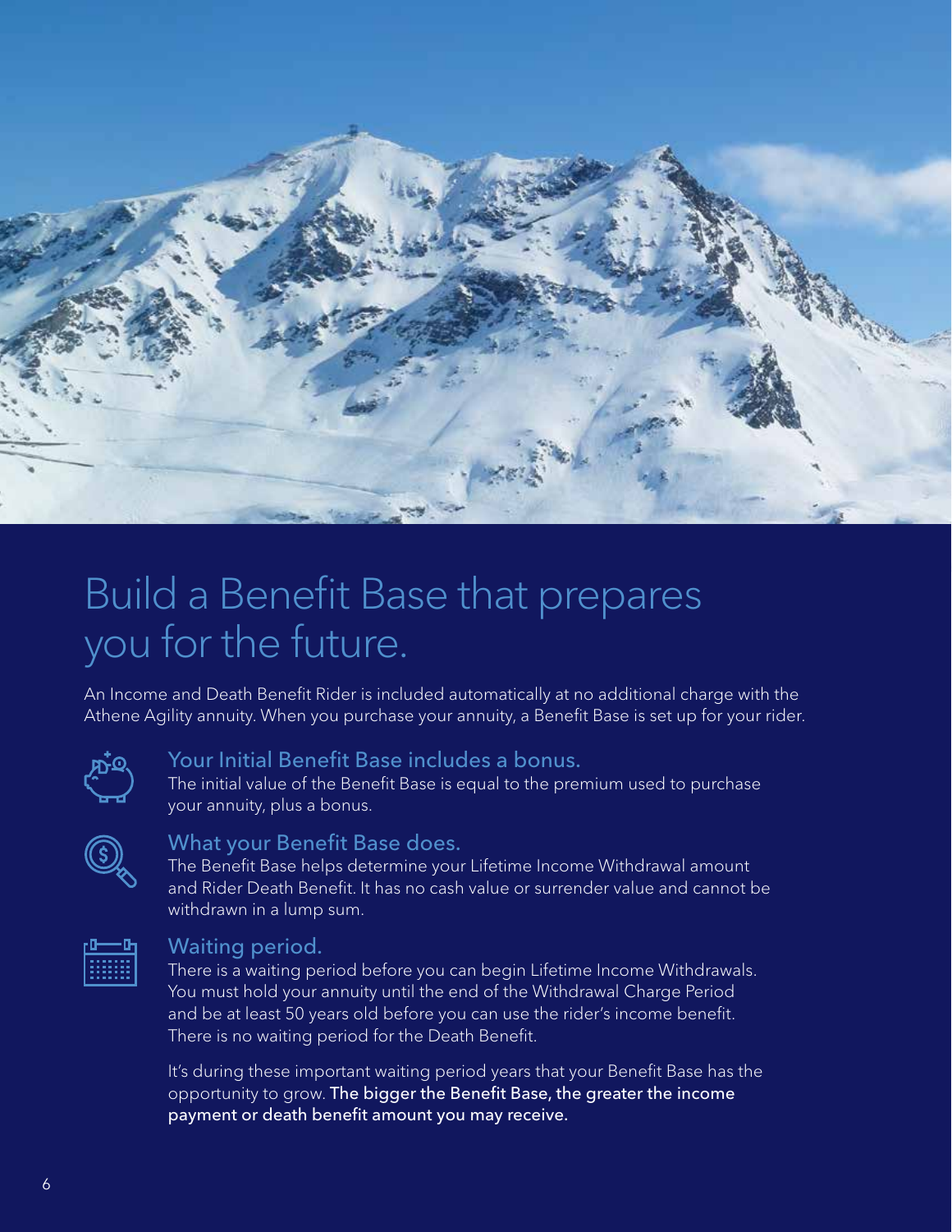# Build a Benefit Base that prepares you for the future.

An Income and Death Benefit Rider is included automatically at no additional charge with the Athene Agility annuity. When you purchase your annuity, a Benefit Base is set up for your rider.

### Your Initial Benefit Base includes a bonus.

The initial value of the Benefit Base is equal to the premium used to purchase your annuity, plus a bonus.

### What your Benefit Base does.

The Benefit Base helps determine your Lifetime Income Withdrawal amount and Rider Death Benefit. It has no cash value or surrender value and cannot be withdrawn in a lump sum.

### Waiting period.

There is a waiting period before you can begin Lifetime Income Withdrawals. You must hold your annuity until the end of the Withdrawal Charge Period and be at least 50 years old before you can use the rider's income benefit. There is no waiting period for the Death Benefit.

It's during these important waiting period years that your Benefit Base has the opportunity to grow. **The bigger the Benefit Base, the greater the income payment or death benefit amount you may receive.**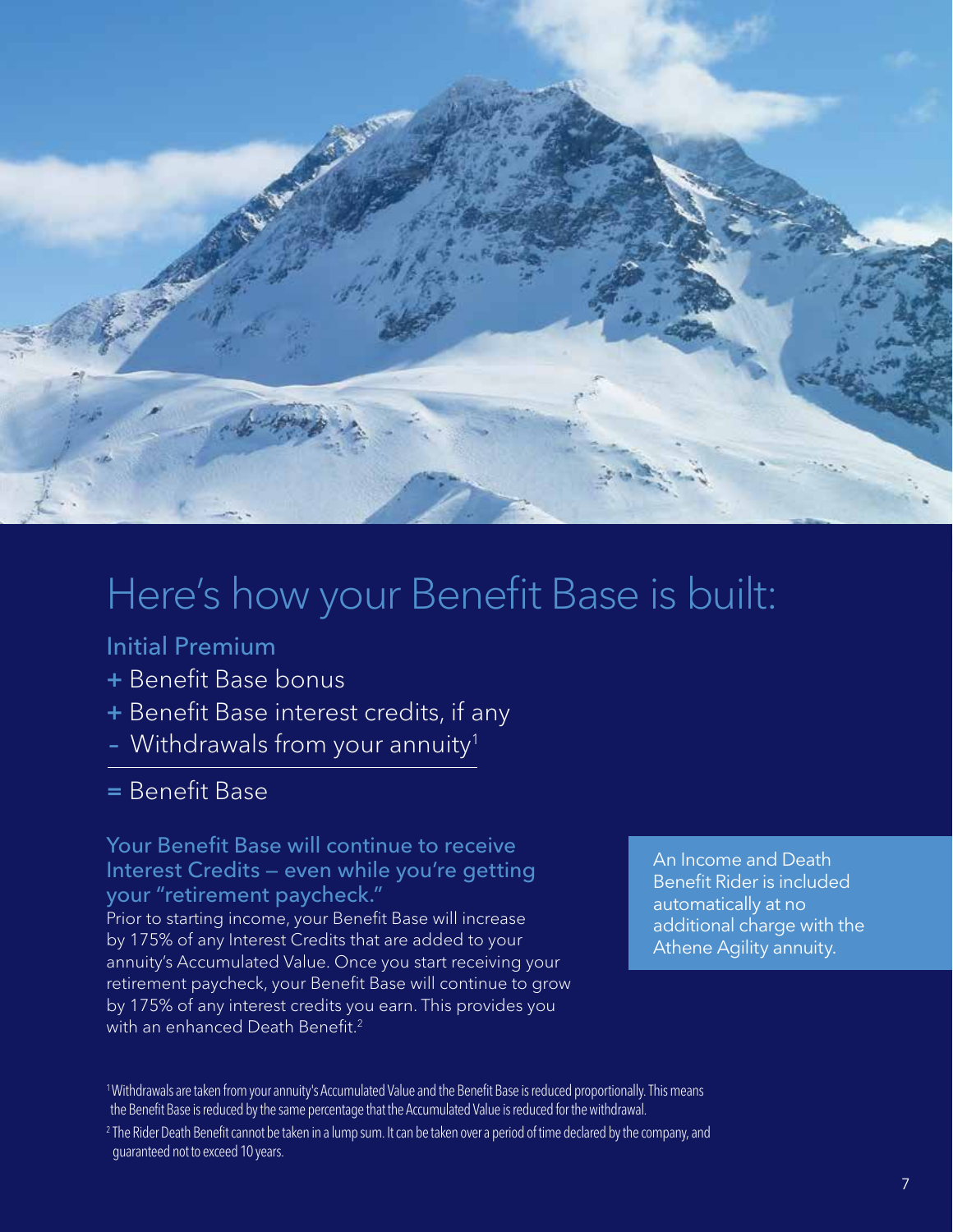# Here's how your Benefit Base is built:

Initial Premium

\+ Benefit Base bonus

\+ Benefit Base interest credits, if any

\- Withdrawals from your annuity[1]

= Benefit Base

### Your Benefit Base will continue to receive Interest Credits — even while you're getting your "retirement paycheck."

Prior to starting income, your Benefit Base will increase by 175% of any Interest Credits that are added to your annuity's Accumulated Value. Once you start receiving your retirement paycheck, your Benefit Base will continue to grow by 175% of any interest credits you earn. This provides you with an enhanced Death Benefit.[2]

An Income and Death Benefit Rider is included automatically at no additional charge with the Athene Agility annuity.

[1] Withdrawals are taken from your annuity's Accumulated Value and the Benefit Base is reduced proportionally. This means the Benefit Base is reduced by the same percentage that the Accumulated Value is reduced for the withdrawal.

[2] The Rider Death Benefit cannot be taken in a lump sum. It can be taken over a period of time declared by the company, and guaranteed not to exceed 10 years.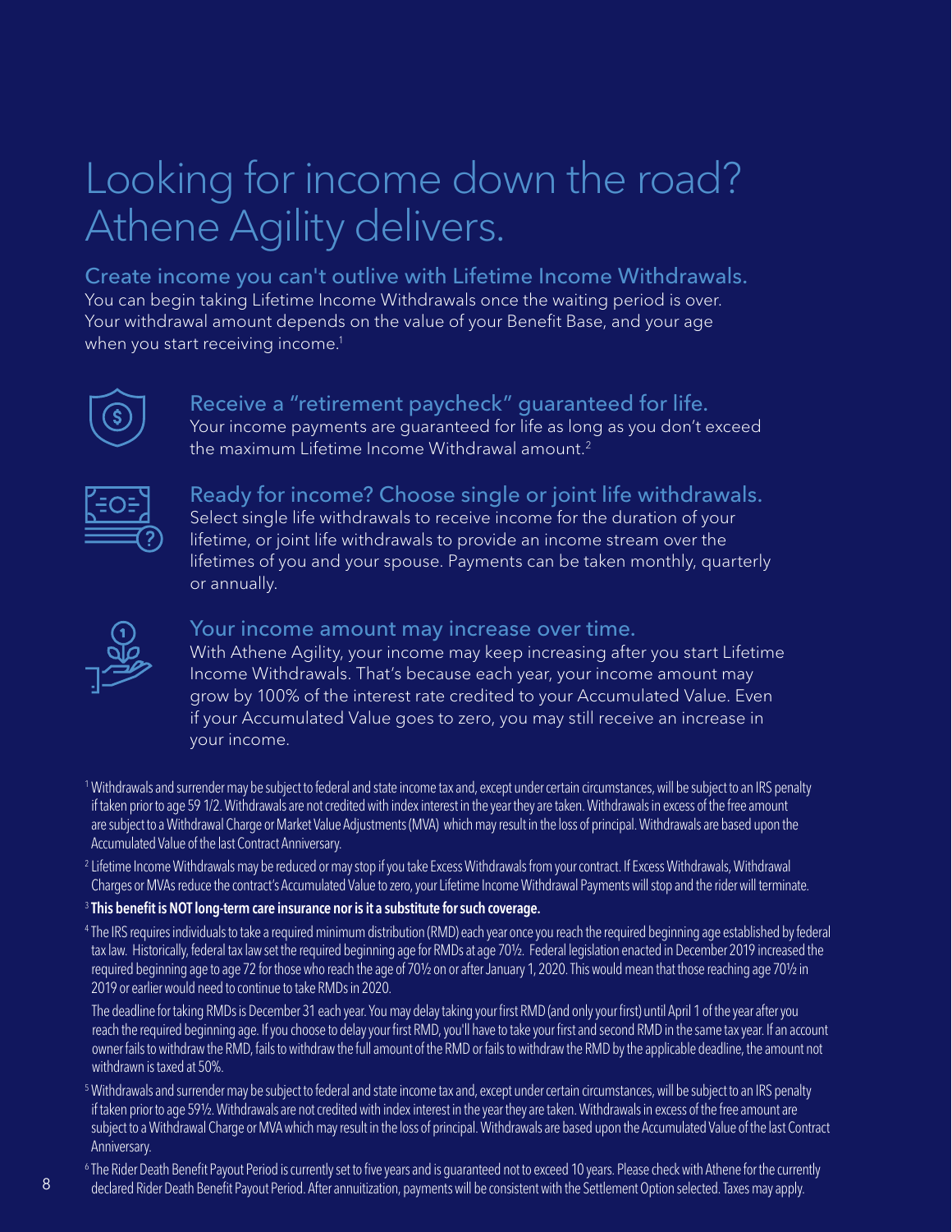# Looking for income down the road? Athene Agility delivers.

## Create income you can't outlive with Lifetime Income Withdrawals.

You can begin taking Lifetime Income Withdrawals once the waiting period is over. Your withdrawal amount depends on the value of your Benefit Base, and your age when you start receiving income.[1]

### Receive a "retirement paycheck" guaranteed for life.

Your income payments are guaranteed for life as long as you don't exceed the maximum Lifetime Income Withdrawal amount.[2]

### Ready for income? Choose single or joint life withdrawals.

Select single life withdrawals to receive income for the duration of your lifetime, or joint life withdrawals to provide an income stream over the lifetimes of you and your spouse. Payments can be taken monthly, quarterly or annually.

### Your income amount may increase over time.

With Athene Agility, your income may keep increasing after you start Lifetime Income Withdrawals. That's because each year, your income amount may grow by 100% of the interest rate credited to your Accumulated Value. Even if your Accumulated Value goes to zero, you may still receive an increase in your income.

[1] Withdrawals and surrender may be subject to federal and state income tax and, except under certain circumstances, will be subject to an IRS penalty if taken prior to age 59 1/2. Withdrawals are not credited with index interest in the year they are taken. Withdrawals in excess of the free amount are subject to a Withdrawal Charge or Market Value Adjustments (MVA) which may result in the loss of principal. Withdrawals are based upon the Accumulated Value of the last Contract Anniversary.

[2] Lifetime Income Withdrawals may be reduced or may stop if you take Excess Withdrawals from your contract. If Excess Withdrawals, Withdrawal Charges or MVAs reduce the contract's Accumulated Value to zero, your Lifetime Income Withdrawal Payments will stop and the rider will terminate.

[3] **This benefit is NOT long-term care insurance nor is it a substitute for such coverage.**

[4] The IRS requires individuals to take a required minimum distribution (RMD) each year once you reach the required beginning age established by federal tax law. Historically, federal tax law set the required beginning age for RMDs at age 70½. Federal legislation enacted in December 2019 increased the required beginning age to age 72 for those who reach the age of 70½ on or after January 1, 2020. This would mean that those reaching age 70½ in 2019 or earlier would need to continue to take RMDs in 2020.

The deadline for taking RMDs is December 31 each year. You may delay taking your first RMD (and only your first) until April 1 of the year after you reach the required beginning age. If you choose to delay your first RMD, you'll have to take your first and second RMD in the same tax year. If an account owner fails to withdraw the RMD, fails to withdraw the full amount of the RMD or fails to withdraw the RMD by the applicable deadline, the amount not withdrawn is taxed at 50%.

[5] Withdrawals and surrender may be subject to federal and state income tax and, except under certain circumstances, will be subject to an IRS penalty if taken prior to age 59½. Withdrawals are not credited with index interest in the year they are taken. Withdrawals in excess of the free amount are subject to a Withdrawal Charge or MVA which may result in the loss of principal. Withdrawals are based upon the Accumulated Value of the last Contract Anniversary.

[6] The Rider Death Benefit Payout Period is currently set to five years and is guaranteed not to exceed 10 years. Please check with Athene for the currently declared Rider Death Benefit Payout Period. After annuitization, payments will be consistent with the Settlement Option selected. Taxes may apply.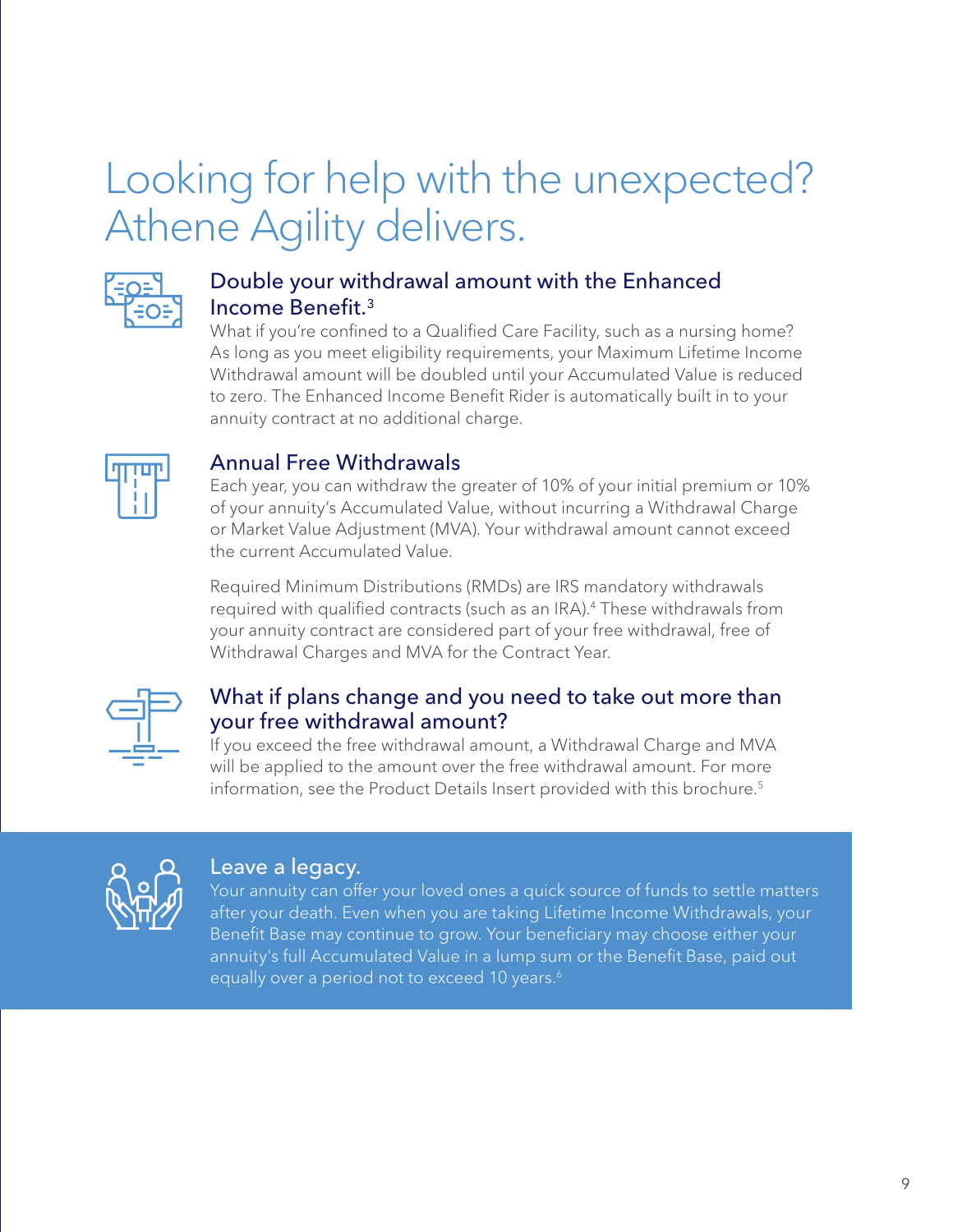# Looking for help with the unexpected? Athene Agility delivers.

## Double your withdrawal amount with the Enhanced Income Benefit.[3]

What if you're confined to a Qualified Care Facility, such as a nursing home? As long as you meet eligibility requirements, your Maximum Lifetime Income Withdrawal amount will be doubled until your Accumulated Value is reduced to zero. The Enhanced Income Benefit Rider is automatically built in to your annuity contract at no additional charge.

## Annual Free Withdrawals

Each year, you can withdraw the greater of 10% of your initial premium or 10% of your annuity's Accumulated Value, without incurring a Withdrawal Charge or Market Value Adjustment (MVA). Your withdrawal amount cannot exceed the current Accumulated Value.

Required Minimum Distributions (RMDs) are IRS mandatory withdrawals required with qualified contracts (such as an IRA).[4] These withdrawals from your annuity contract are considered part of your free withdrawal, free of Withdrawal Charges and MVA for the Contract Year.

## What if plans change and you need to take out more than your free withdrawal amount?

If you exceed the free withdrawal amount, a Withdrawal Charge and MVA will be applied to the amount over the free withdrawal amount. For more information, see the Product Details Insert provided with this brochure.[5]

## Leave a legacy.

Your annuity can offer your loved ones a quick source of funds to settle matters after your death. Even when you are taking Lifetime Income Withdrawals, your Benefit Base may continue to grow. Your beneficiary may choose either your annuity's full Accumulated Value in a lump sum or the Benefit Base, paid out equally over a period not to exceed 10 years.[6]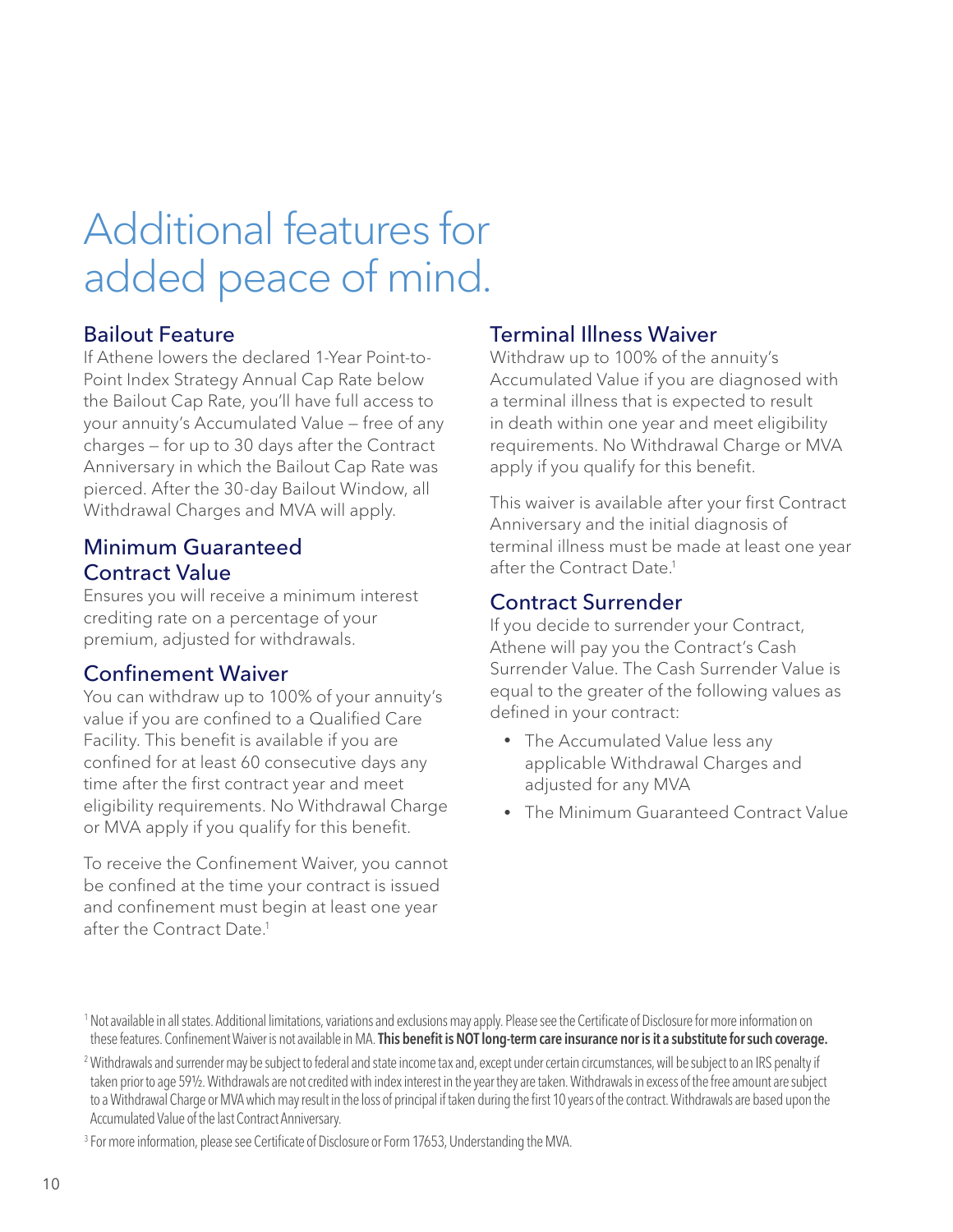# Additional features for added peace of mind.

## Bailout Feature

If Athene lowers the declared 1-Year Point-to-Point Index Strategy Annual Cap Rate below the Bailout Cap Rate, you'll have full access to your annuity's Accumulated Value – free of any charges – for up to 30 days after the Contract Anniversary in which the Bailout Cap Rate was pierced. After the 30-day Bailout Window, all Withdrawal Charges and MVA will apply.

## Minimum Guaranteed Contract Value

Ensures you will receive a minimum interest crediting rate on a percentage of your premium, adjusted for withdrawals.

## Confinement Waiver

You can withdraw up to 100% of your annuity's value if you are confined to a Qualified Care Facility. This benefit is available if you are confined for at least 60 consecutive days any time after the first contract year and meet eligibility requirements. No Withdrawal Charge or MVA apply if you qualify for this benefit.

To receive the Confinement Waiver, you cannot be confined at the time your contract is issued and confinement must begin at least one year after the Contract Date.[1]

## Terminal Illness Waiver

Withdraw up to 100% of the annuity's Accumulated Value if you are diagnosed with a terminal illness that is expected to result in death within one year and meet eligibility requirements. No Withdrawal Charge or MVA apply if you qualify for this benefit.

This waiver is available after your first Contract Anniversary and the initial diagnosis of terminal illness must be made at least one year after the Contract Date.[1]

## Contract Surrender

If you decide to surrender your Contract, Athene will pay you the Contract's Cash Surrender Value. The Cash Surrender Value is equal to the greater of the following values as defined in your contract:

- The Accumulated Value less any applicable Withdrawal Charges and adjusted for any MVA
- The Minimum Guaranteed Contract Value

[1] Not available in all states. Additional limitations, variations and exclusions may apply. Please see the Certificate of Disclosure for more information on these features. Confinement Waiver is not available in MA. **This benefit is NOT long-term care insurance nor is it a substitute for such coverage.**

[2] Withdrawals and surrender may be subject to federal and state income tax and, except under certain circumstances, will be subject to an IRS penalty if taken prior to age 59½. Withdrawals are not credited with index interest in the year they are taken. Withdrawals in excess of the free amount are subject to a Withdrawal Charge or MVA which may result in the loss of principal if taken during the first 10 years of the contract. Withdrawals are based upon the Accumulated Value of the last Contract Anniversary.

[3] For more information, please see Certificate of Disclosure or Form 17653, Understanding the MVA.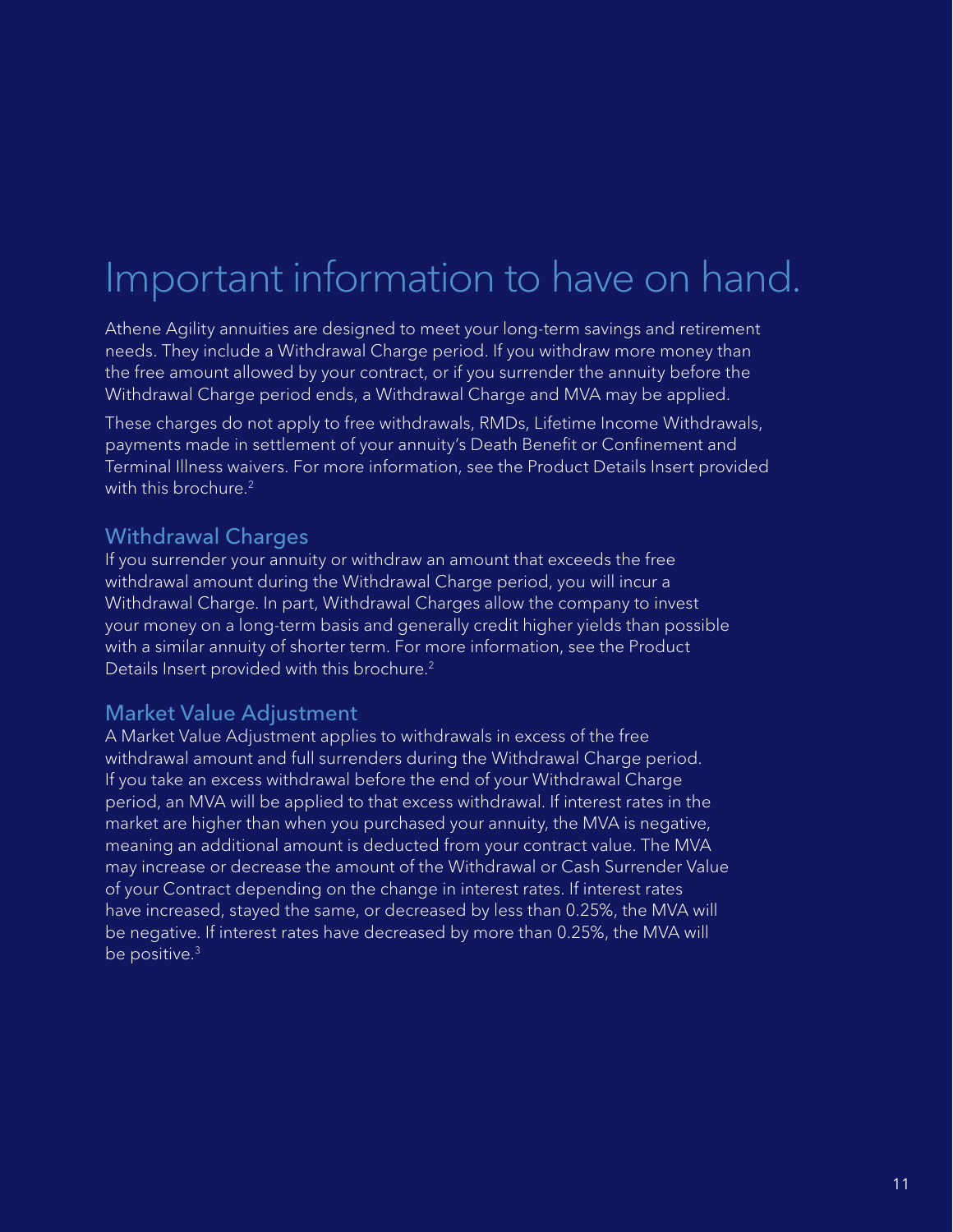# Important information to have on hand.

Athene Agility annuities are designed to meet your long-term savings and retirement needs. They include a Withdrawal Charge period. If you withdraw more money than the free amount allowed by your contract, or if you surrender the annuity before the Withdrawal Charge period ends, a Withdrawal Charge and MVA may be applied.

These charges do not apply to free withdrawals, RMDs, Lifetime Income Withdrawals, payments made in settlement of your annuity's Death Benefit or Confinement and Terminal Illness waivers. For more information, see the Product Details Insert provided with this brochure.[2]

## Withdrawal Charges

If you surrender your annuity or withdraw an amount that exceeds the free withdrawal amount during the Withdrawal Charge period, you will incur a Withdrawal Charge. In part, Withdrawal Charges allow the company to invest your money on a long-term basis and generally credit higher yields than possible with a similar annuity of shorter term. For more information, see the Product Details Insert provided with this brochure.[2]

## Market Value Adjustment

A Market Value Adjustment applies to withdrawals in excess of the free withdrawal amount and full surrenders during the Withdrawal Charge period. If you take an excess withdrawal before the end of your Withdrawal Charge period, an MVA will be applied to that excess withdrawal. If interest rates in the market are higher than when you purchased your annuity, the MVA is negative, meaning an additional amount is deducted from your contract value. The MVA may increase or decrease the amount of the Withdrawal or Cash Surrender Value of your Contract depending on the change in interest rates. If interest rates have increased, stayed the same, or decreased by less than 0.25%, the MVA will be negative. If interest rates have decreased by more than 0.25%, the MVA will be positive.[3]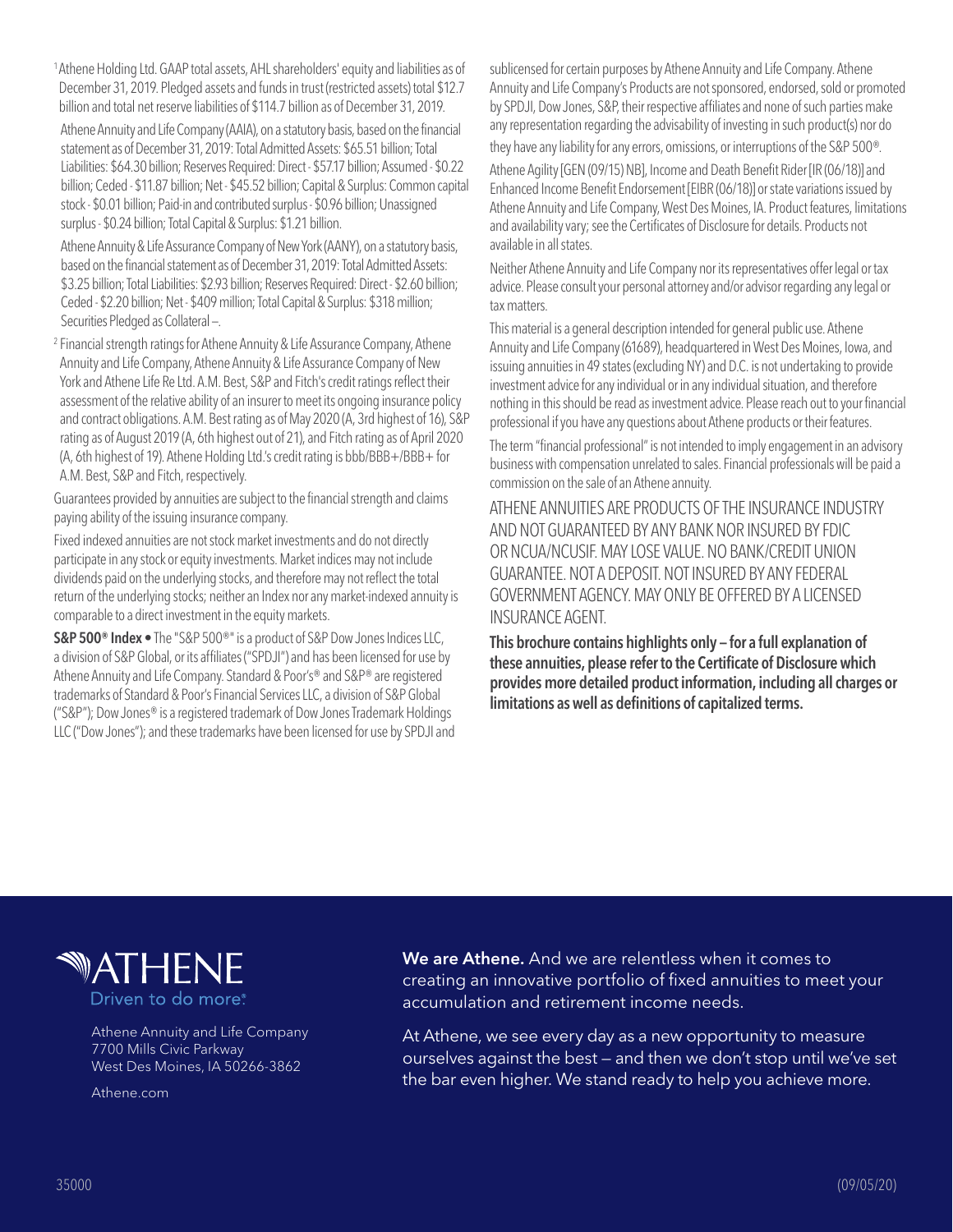[1] Athene Holding Ltd. GAAP total assets, AHL shareholders' equity and liabilities as of December 31, 2019. Pledged assets and funds in trust (restricted assets) total $12.7 billion and total net reserve liabilities of $114.7 billion as of December 31, 2019.

Athene Annuity and Life Company (AAIA), on a statutory basis, based on the financial statement as of December 31, 2019: Total Admitted Assets: $65.51 billion; Total Liabilities: $64.30 billion; Reserves Required: Direct - $57.17 billion; Assumed - $0.22 billion; Ceded - $11.87 billion; Net - $45.52 billion; Capital & Surplus: Common capital stock - $0.01 billion; Paid-in and contributed surplus - $0.96 billion; Unassigned surplus - $0.24 billion; Total Capital & Surplus: $1.21 billion.

Athene Annuity & Life Assurance Company of New York (AANY), on a statutory basis, based on the financial statement as of December 31, 2019: Total Admitted Assets: $3.25 billion; Total Liabilities: $2.93 billion; Reserves Required: Direct - $2.60 billion; Ceded - $2.20 billion; Net - $409 million; Total Capital & Surplus: $318 million; Securities Pledged as Collateral –.

[2] Financial strength ratings for Athene Annuity & Life Assurance Company, Athene Annuity and Life Company, Athene Annuity & Life Assurance Company of New York and Athene Life Re Ltd. A.M. Best, S&P and Fitch's credit ratings reflect their assessment of the relative ability of an insurer to meet its ongoing insurance policy and contract obligations. A.M. Best rating as of May 2020 (A, 3rd highest of 16), S&P rating as of August 2019 (A, 6th highest out of 21), and Fitch rating as of April 2020 (A, 6th highest of 19). Athene Holding Ltd.'s credit rating is bbb/BBB+/BBB+ for A.M. Best, S&P and Fitch, respectively.

Guarantees provided by annuities are subject to the financial strength and claims paying ability of the issuing insurance company.

Fixed indexed annuities are not stock market investments and do not directly participate in any stock or equity investments. Market indices may not include dividends paid on the underlying stocks, and therefore may not reflect the total return of the underlying stocks; neither an Index nor any market-indexed annuity is comparable to a direct investment in the equity markets.

**S&P 500® Index •** The "S&P 500®" is a product of S&P Dow Jones Indices LLC, a division of S&P Global, or its affiliates ("SPDJI") and has been licensed for use by Athene Annuity and Life Company. Standard & Poor's® and S&P® are registered trademarks of Standard & Poor's Financial Services LLC, a division of S&P Global ("S&P"); Dow Jones® is a registered trademark of Dow Jones Trademark Holdings LLC ("Dow Jones"); and these trademarks have been licensed for use by SPDJI and sublicensed for certain purposes by Athene Annuity and Life Company. Athene Annuity and Life Company's Products are not sponsored, endorsed, sold or promoted by SPDJI, Dow Jones, S&P, their respective affiliates and none of such parties make any representation regarding the advisability of investing in such product(s) nor do they have any liability for any errors, omissions, or interruptions of the S&P 500®.

Athene Agility [GEN (09/15) NB], Income and Death Benefit Rider [IR (06/18)] and Enhanced Income Benefit Endorsement [EIBR (06/18)] or state variations issued by Athene Annuity and Life Company, West Des Moines, IA. Product features, limitations and availability vary; see the Certificates of Disclosure for details. Products not available in all states.

Neither Athene Annuity and Life Company nor its representatives offer legal or tax advice. Please consult your personal attorney and/or advisor regarding any legal or tax matters.

This material is a general description intended for general public use. Athene Annuity and Life Company (61689), headquartered in West Des Moines, Iowa, and issuing annuities in 49 states (excluding NY) and D.C. is not undertaking to provide investment advice for any individual or in any individual situation, and therefore nothing in this should be read as investment advice. Please reach out to your financial professional if you have any questions about Athene products or their features.

The term "financial professional" is not intended to imply engagement in an advisory business with compensation unrelated to sales. Financial professionals will be paid a commission on the sale of an Athene annuity.

ATHENE ANNUITIES ARE PRODUCTS OF THE INSURANCE INDUSTRY AND NOT GUARANTEED BY ANY BANK NOR INSURED BY FDIC OR NCUA/NCUSIF. MAY LOSE VALUE. NO BANK/CREDIT UNION GUARANTEE. NOT A DEPOSIT. NOT INSURED BY ANY FEDERAL GOVERNMENT AGENCY. MAY ONLY BE OFFERED BY A LICENSED INSURANCE AGENT.

**This brochure contains highlights only – for a full explanation of these annuities, please refer to the Certificate of Disclosure which provides more detailed product information, including all charges or limitations as well as definitions of capitalized terms.**

ATHENE
Driven to do more®

Athene Annuity and Life Company
7700 Mills Civic Parkway
West Des Moines, IA 50266-3862

Athene.com

**We are Athene.** And we are relentless when it comes to creating an innovative portfolio of fixed annuities to meet your accumulation and retirement income needs.

At Athene, we see every day as a new opportunity to measure ourselves against the best — and then we don't stop until we've set the bar even higher. We stand ready to help you achieve more.

35000 (09/05/20)